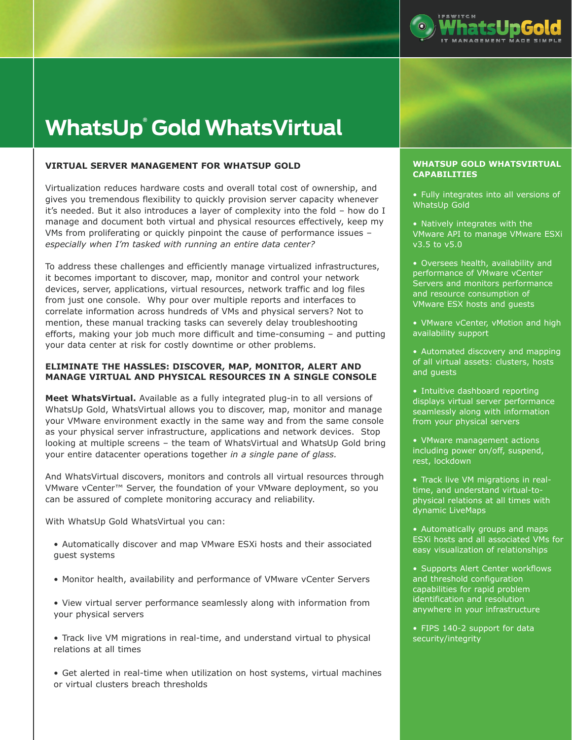# WhatsUp® Gold WhatsVirtual

## VIRTUAL SERVER MANAGEMENT FOR WHATSUP GOLD

Virtualization reduces hardware costs and overall total cost of ownership, and gives you tremendous flexibility to quickly provision server capacity whenever it's needed. But it also introduces a layer of complexity into the fold – how do I manage and document both virtual and physical resources effectively, keep my VMs from proliferating or quickly pinpoint the cause of performance issues – *especially when I'm tasked with running an entire data center?*

To address these challenges and efficiently manage virtualized infrastructures, it becomes important to discover, map, monitor and control your network devices, server, applications, virtual resources, network traffic and log files from just one console. Why pour over multiple reports and interfaces to correlate information across hundreds of VMs and physical servers? Not to mention, these manual tracking tasks can severely delay troubleshooting efforts, making your job much more difficult and time-consuming – and putting your data center at risk for costly downtime or other problems.

## ELIMINATE THE HASSLES: DISCOVER, MAP, MONITOR, ALERT AND MANAGE VIRTUAL AND PHYSICAL RESOURCES IN A SINGLE CONSOLE

**Meet WhatsVirtual.** Available as a fully integrated plug-in to all versions of WhatsUp Gold, WhatsVirtual allows you to discover, map, monitor and manage your VMware environment exactly in the same way and from the same console as your physical server infrastructure, applications and network devices. Stop looking at multiple screens – the team of WhatsVirtual and WhatsUp Gold bring your entire datacenter operations together *in a single pane of glass.*

And WhatsVirtual discovers, monitors and controls all virtual resources through VMware vCenter™ Server, the foundation of your VMware deployment, so you can be assured of complete monitoring accuracy and reliability.

With WhatsUp Gold WhatsVirtual you can:

- Automatically discover and map VMware ESXi hosts and their associated guest systems
- Monitor health, availability and performance of VMware vCenter Servers
- View virtual server performance seamlessly along with information from your physical servers
- Track live VM migrations in real-time, and understand virtual to physical relations at all times
- Get alerted in real-time when utilization on host systems, virtual machines or virtual clusters breach thresholds

## WHATSUP GOLD WHATSVIRTUAL CAPABILITIES

- Fully integrates into all versions of WhatsUp Gold
- Natively integrates with the VMware API to manage VMware ESXi v3.5 to v5.0
- Oversees health, availability and performance of VMware vCenter Servers and monitors performance and resource consumption of VMware ESX hosts and guests
- VMware vCenter, vMotion and high availability support
- Automated discovery and mapping of all virtual assets: clusters, hosts and guests
- Intuitive dashboard reporting displays virtual server performance seamlessly along with information from your physical servers
- VMware management actions including power on/off, suspend, rest, lockdown
- Track live VM migrations in real-time, and understand virtual-to-physical relations at all times with dynamic LiveMaps
- Automatically groups and maps ESXi hosts and all associated VMs for easy visualization of relationships
- Supports Alert Center workflows and threshold configuration capabilities for rapid problem identification and resolution anywhere in your infrastructure
- FIPS 140-2 support for data security/integrity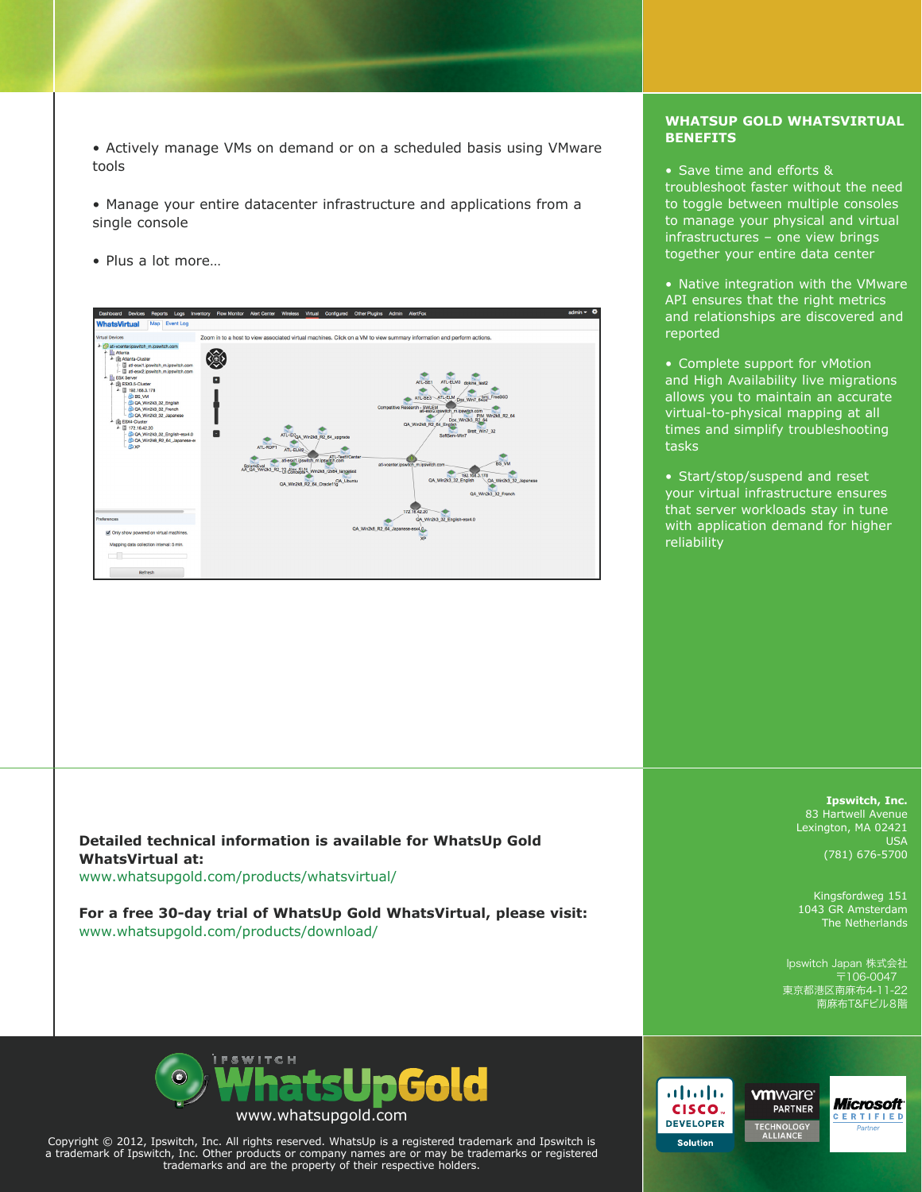- Actively manage VMs on demand or on a scheduled basis using VMware tools

- Manage your entire datacenter infrastructure and applications from a single console

- Plus a lot more…

## WHATSUP GOLD WHATSVIRTUAL BENEFITS

- Save time and efforts & troubleshoot faster without the need to toggle between multiple consoles to manage your physical and virtual infrastructures – one view brings together your entire data center

- Native integration with the VMware API ensures that the right metrics and relationships are discovered and reported

- Complete support for vMotion and High Availability live migrations allows you to maintain an accurate virtual-to-physical mapping at all times and simplify troubleshooting tasks

- Start/stop/suspend and reset your virtual infrastructure ensures that server workloads stay in tune with application demand for higher reliability

**Detailed technical information is available for WhatsUp Gold WhatsVirtual at:**
www.whatsupgold.com/products/whatsvirtual/

**For a free 30-day trial of WhatsUp Gold WhatsVirtual, please visit:**
www.whatsupgold.com/products/download/

**Ipswitch, Inc.**
83 Hartwell Avenue
Lexington, MA 02421
USA
(781) 676-5700

Kingsfordweg 151
1043 GR Amsterdam
The Netherlands

Ipswitch Japan 株式会社
〒106-0047
東京都港区南麻布4-11-22
南麻布T&Fビル8階

www.whatsupgold.com

Copyright © 2012, Ipswitch, Inc. All rights reserved. WhatsUp is a registered trademark and Ipswitch is a trademark of Ipswitch, Inc. Other products or company names are or may be trademarks or registered trademarks and are the property of their respective holders.